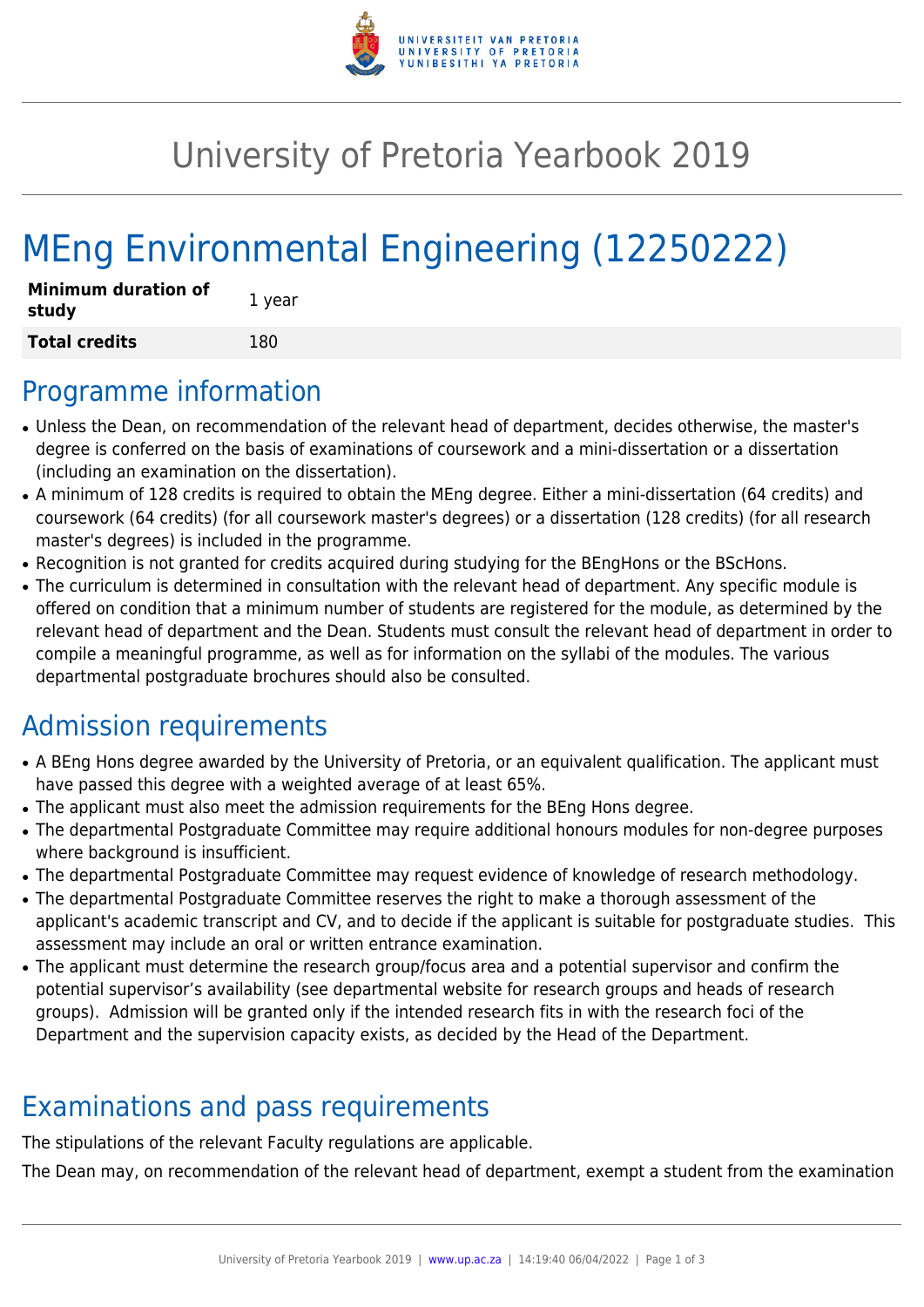# University of Pretoria Yearbook 2019

# MEng Environmental Engineering (12250222)

| **Minimum duration of study** | 1 year |
|---|---|
| **Total credits** | 180 |

## Programme information

- Unless the Dean, on recommendation of the relevant head of department, decides otherwise, the master's degree is conferred on the basis of examinations of coursework and a mini-dissertation or a dissertation (including an examination on the dissertation).
- A minimum of 128 credits is required to obtain the MEng degree. Either a mini-dissertation (64 credits) and coursework (64 credits) (for all coursework master's degrees) or a dissertation (128 credits) (for all research master's degrees) is included in the programme.
- Recognition is not granted for credits acquired during studying for the BEngHons or the BScHons.
- The curriculum is determined in consultation with the relevant head of department. Any specific module is offered on condition that a minimum number of students are registered for the module, as determined by the relevant head of department and the Dean. Students must consult the relevant head of department in order to compile a meaningful programme, as well as for information on the syllabi of the modules. The various departmental postgraduate brochures should also be consulted.

## Admission requirements

- A BEng Hons degree awarded by the University of Pretoria, or an equivalent qualification. The applicant must have passed this degree with a weighted average of at least 65%.
- The applicant must also meet the admission requirements for the BEng Hons degree.
- The departmental Postgraduate Committee may require additional honours modules for non-degree purposes where background is insufficient.
- The departmental Postgraduate Committee may request evidence of knowledge of research methodology.
- The departmental Postgraduate Committee reserves the right to make a thorough assessment of the applicant's academic transcript and CV, and to decide if the applicant is suitable for postgraduate studies. This assessment may include an oral or written entrance examination.
- The applicant must determine the research group/focus area and a potential supervisor and confirm the potential supervisor's availability (see departmental website for research groups and heads of research groups). Admission will be granted only if the intended research fits in with the research foci of the Department and the supervision capacity exists, as decided by the Head of the Department.

## Examinations and pass requirements

The stipulations of the relevant Faculty regulations are applicable.

The Dean may, on recommendation of the relevant head of department, exempt a student from the examination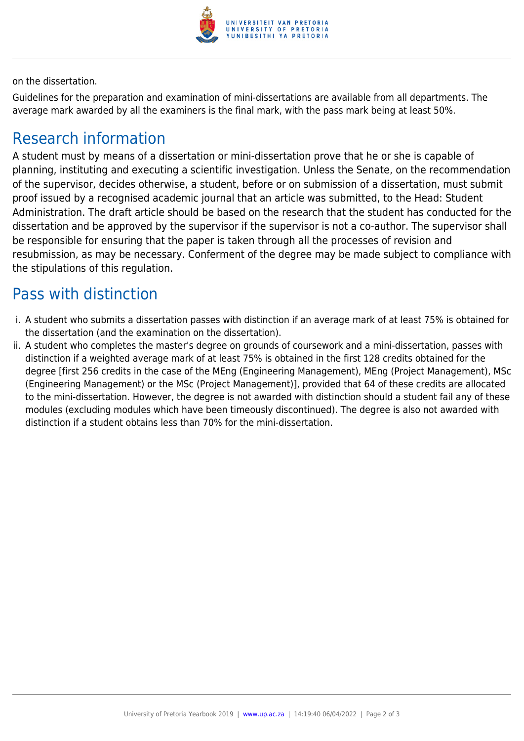on the dissertation.

Guidelines for the preparation and examination of mini-dissertations are available from all departments. The average mark awarded by all the examiners is the final mark, with the pass mark being at least 50%.

## Research information

A student must by means of a dissertation or mini-dissertation prove that he or she is capable of planning, instituting and executing a scientific investigation. Unless the Senate, on the recommendation of the supervisor, decides otherwise, a student, before or on submission of a dissertation, must submit proof issued by a recognised academic journal that an article was submitted, to the Head: Student Administration. The draft article should be based on the research that the student has conducted for the dissertation and be approved by the supervisor if the supervisor is not a co-author. The supervisor shall be responsible for ensuring that the paper is taken through all the processes of revision and resubmission, as may be necessary. Conferment of the degree may be made subject to compliance with the stipulations of this regulation.

## Pass with distinction

i. A student who submits a dissertation passes with distinction if an average mark of at least 75% is obtained for the dissertation (and the examination on the dissertation).

ii. A student who completes the master's degree on grounds of coursework and a mini-dissertation, passes with distinction if a weighted average mark of at least 75% is obtained in the first 128 credits obtained for the degree [first 256 credits in the case of the MEng (Engineering Management), MEng (Project Management), MSc (Engineering Management) or the MSc (Project Management)], provided that 64 of these credits are allocated to the mini-dissertation. However, the degree is not awarded with distinction should a student fail any of these modules (excluding modules which have been timeously discontinued). The degree is also not awarded with distinction if a student obtains less than 70% for the mini-dissertation.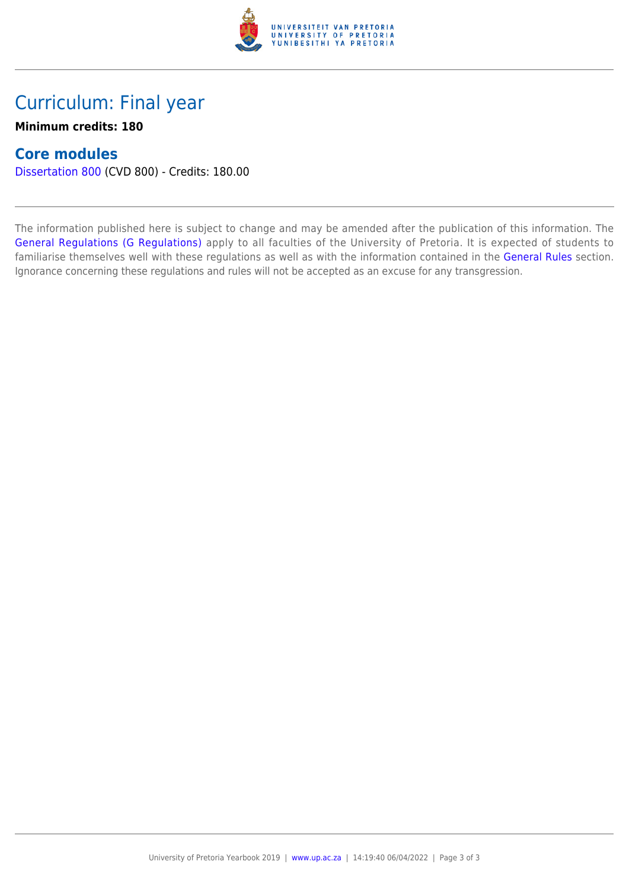# Curriculum: Final year

**Minimum credits: 180**

## Core modules

Dissertation 800 (CVD 800) - Credits: 180.00

The information published here is subject to change and may be amended after the publication of this information. The General Regulations (G Regulations) apply to all faculties of the University of Pretoria. It is expected of students to familiarise themselves well with these regulations as well as with the information contained in the General Rules section. Ignorance concerning these regulations and rules will not be accepted as an excuse for any transgression.